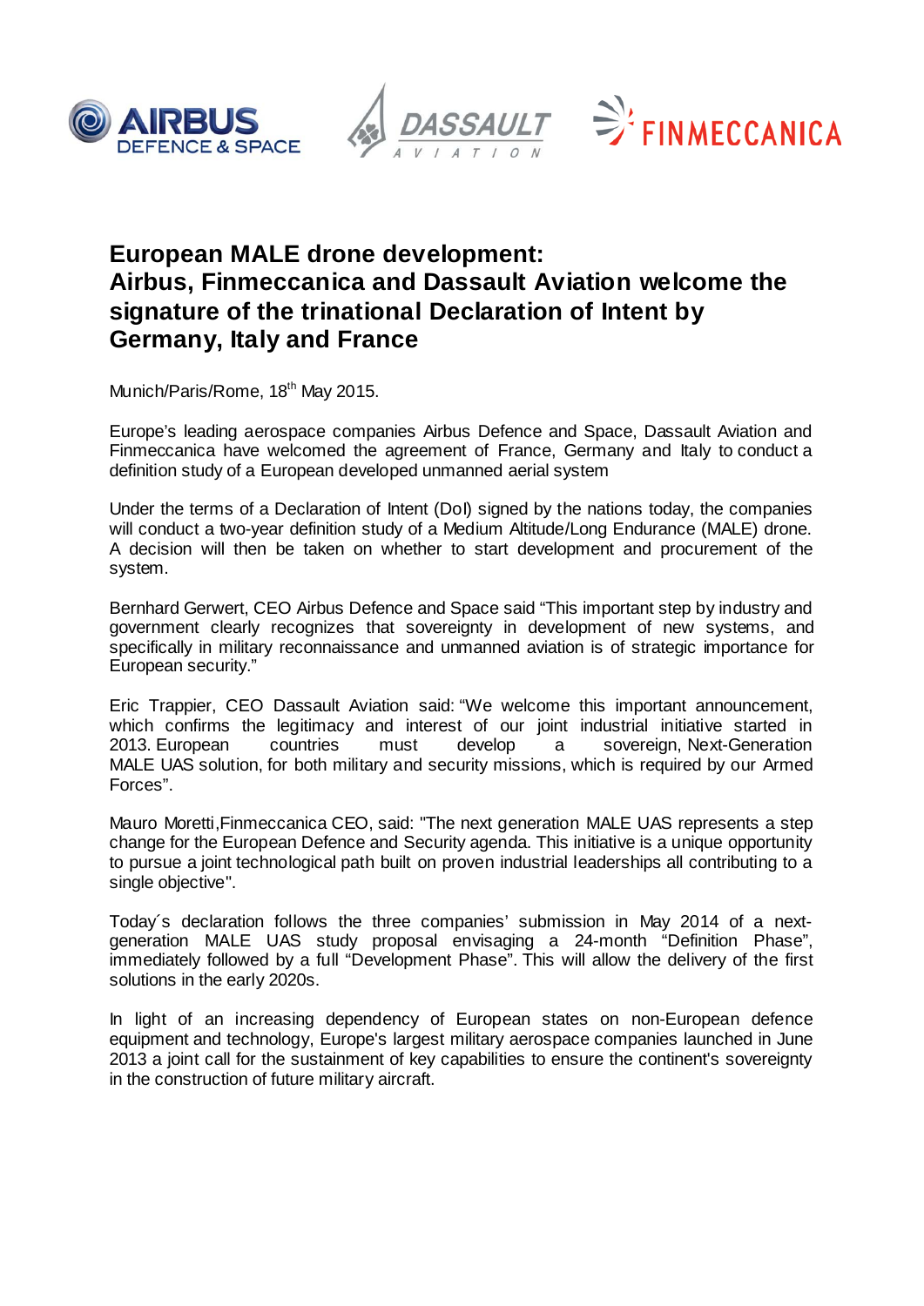# European MALE drone development: Airbus, Finmeccanica and Dassault Aviation welcome the signature of the trinational Declaration of Intent by Germany, Italy and France

Munich/Paris/Rome, 18th May 2015.

Europe's leading aerospace companies Airbus Defence and Space, Dassault Aviation and Finmeccanica have welcomed the agreement of France, Germany and Italy to conduct a definition study of a European developed unmanned aerial system

Under the terms of a Declaration of Intent (DoI) signed by the nations today, the companies will conduct a two-year definition study of a Medium Altitude/Long Endurance (MALE) drone. A decision will then be taken on whether to start development and procurement of the system.

Bernhard Gerwert, CEO Airbus Defence and Space said "This important step by industry and government clearly recognizes that sovereignty in development of new systems, and specifically in military reconnaissance and unmanned aviation is of strategic importance for European security."

Eric Trappier, CEO Dassault Aviation said: "We welcome this important announcement, which confirms the legitimacy and interest of our joint industrial initiative started in 2013. European countries must develop a sovereign, Next-Generation MALE UAS solution, for both military and security missions, which is required by our Armed Forces".

Mauro Moretti,Finmeccanica CEO, said: "The next generation MALE UAS represents a step change for the European Defence and Security agenda. This initiative is a unique opportunity to pursue a joint technological path built on proven industrial leaderships all contributing to a single objective".

Today´s declaration follows the three companies' submission in May 2014 of a next-generation MALE UAS study proposal envisaging a 24-month "Definition Phase", immediately followed by a full "Development Phase". This will allow the delivery of the first solutions in the early 2020s.

In light of an increasing dependency of European states on non-European defence equipment and technology, Europe's largest military aerospace companies launched in June 2013 a joint call for the sustainment of key capabilities to ensure the continent's sovereignty in the construction of future military aircraft.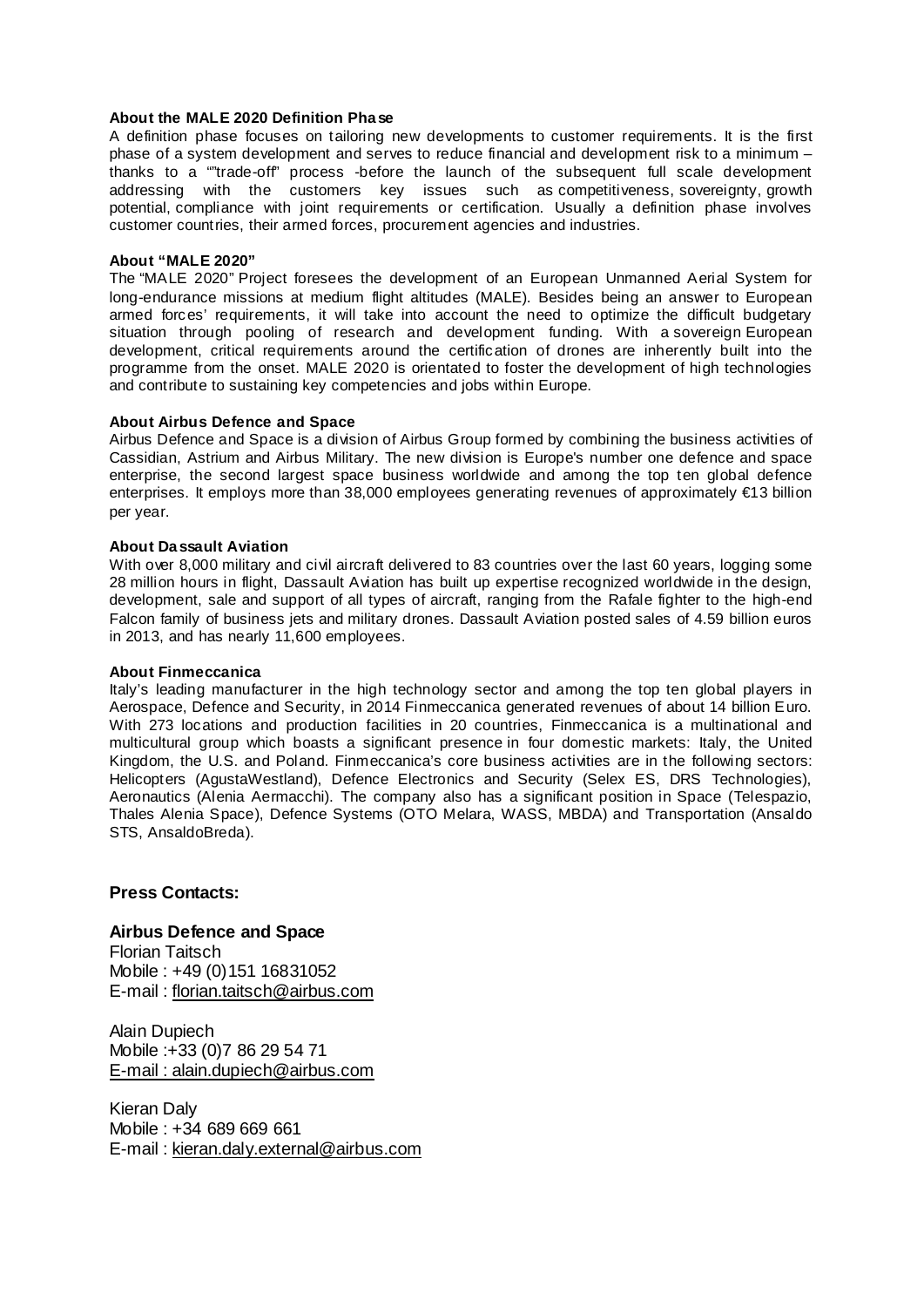**About the MALE 2020 Definition Phase**

A definition phase focuses on tailoring new developments to customer requirements. It is the first phase of a system development and serves to reduce financial and development risk to a minimum – thanks to a ""trade-off" process -before the launch of the subsequent full scale development addressing with the customers key issues such as competitiveness, sovereignty, growth potential, compliance with joint requirements or certification. Usually a definition phase involves customer countries, their armed forces, procurement agencies and industries.

**About "MALE 2020"**

The "MALE 2020" Project foresees the development of an European Unmanned Aerial System for long-endurance missions at medium flight altitudes (MALE). Besides being an answer to European armed forces' requirements, it will take into account the need to optimize the difficult budgetary situation through pooling of research and development funding. With a sovereign European development, critical requirements around the certification of drones are inherently built into the programme from the onset. MALE 2020 is orientated to foster the development of high technologies and contribute to sustaining key competencies and jobs within Europe.

**About Airbus Defence and Space**

Airbus Defence and Space is a division of Airbus Group formed by combining the business activities of Cassidian, Astrium and Airbus Military. The new division is Europe's number one defence and space enterprise, the second largest space business worldwide and among the top ten global defence enterprises. It employs more than 38,000 employees generating revenues of approximately €13 billion per year.

**About Dassault Aviation**

With over 8,000 military and civil aircraft delivered to 83 countries over the last 60 years, logging some 28 million hours in flight, Dassault Aviation has built up expertise recognized worldwide in the design, development, sale and support of all types of aircraft, ranging from the Rafale fighter to the high-end Falcon family of business jets and military drones. Dassault Aviation posted sales of 4.59 billion euros in 2013, and has nearly 11,600 employees.

**About Finmeccanica**

Italy's leading manufacturer in the high technology sector and among the top ten global players in Aerospace, Defence and Security, in 2014 Finmeccanica generated revenues of about 14 billion Euro. With 273 locations and production facilities in 20 countries, Finmeccanica is a multinational and multicultural group which boasts a significant presence in four domestic markets: Italy, the United Kingdom, the U.S. and Poland. Finmeccanica's core business activities are in the following sectors: Helicopters (AgustaWestland), Defence Electronics and Security (Selex ES, DRS Technologies), Aeronautics (Alenia Aermacchi). The company also has a significant position in Space (Telespazio, Thales Alenia Space), Defence Systems (OTO Melara, WASS, MBDA) and Transportation (Ansaldo STS, AnsaldoBreda).

## Press Contacts:

### Airbus Defence and Space

Florian Taitsch
Mobile : +49 (0)151 16831052
E-mail : florian.taitsch@airbus.com

Alain Dupiech
Mobile :+33 (0)7 86 29 54 71
E-mail : alain.dupiech@airbus.com

Kieran Daly
Mobile : +34 689 669 661
E-mail : kieran.daly.external@airbus.com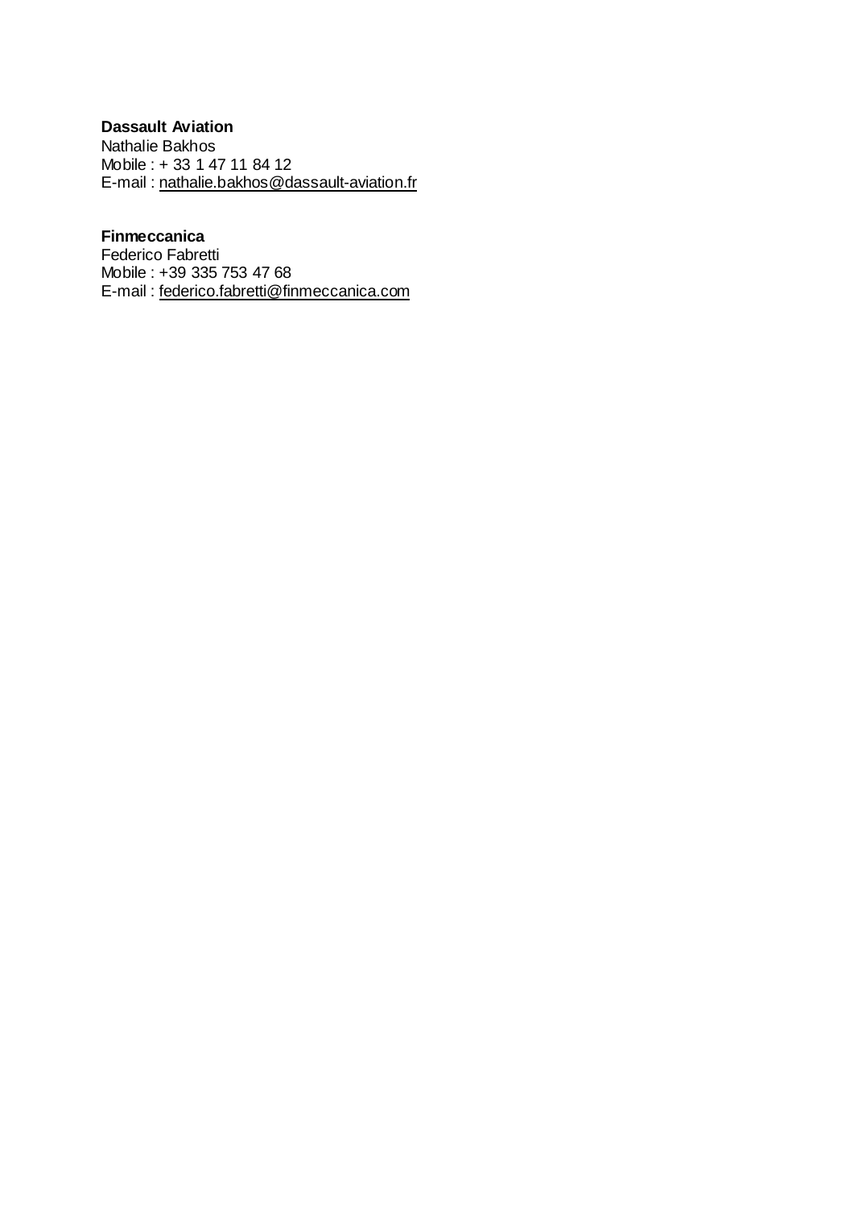**Dassault Aviation**
Nathalie Bakhos
Mobile : + 33 1 47 11 84 12
E-mail : nathalie.bakhos@dassault-aviation.fr

**Finmeccanica**
Federico Fabretti
Mobile : +39 335 753 47 68
E-mail : federico.fabretti@finmeccanica.com